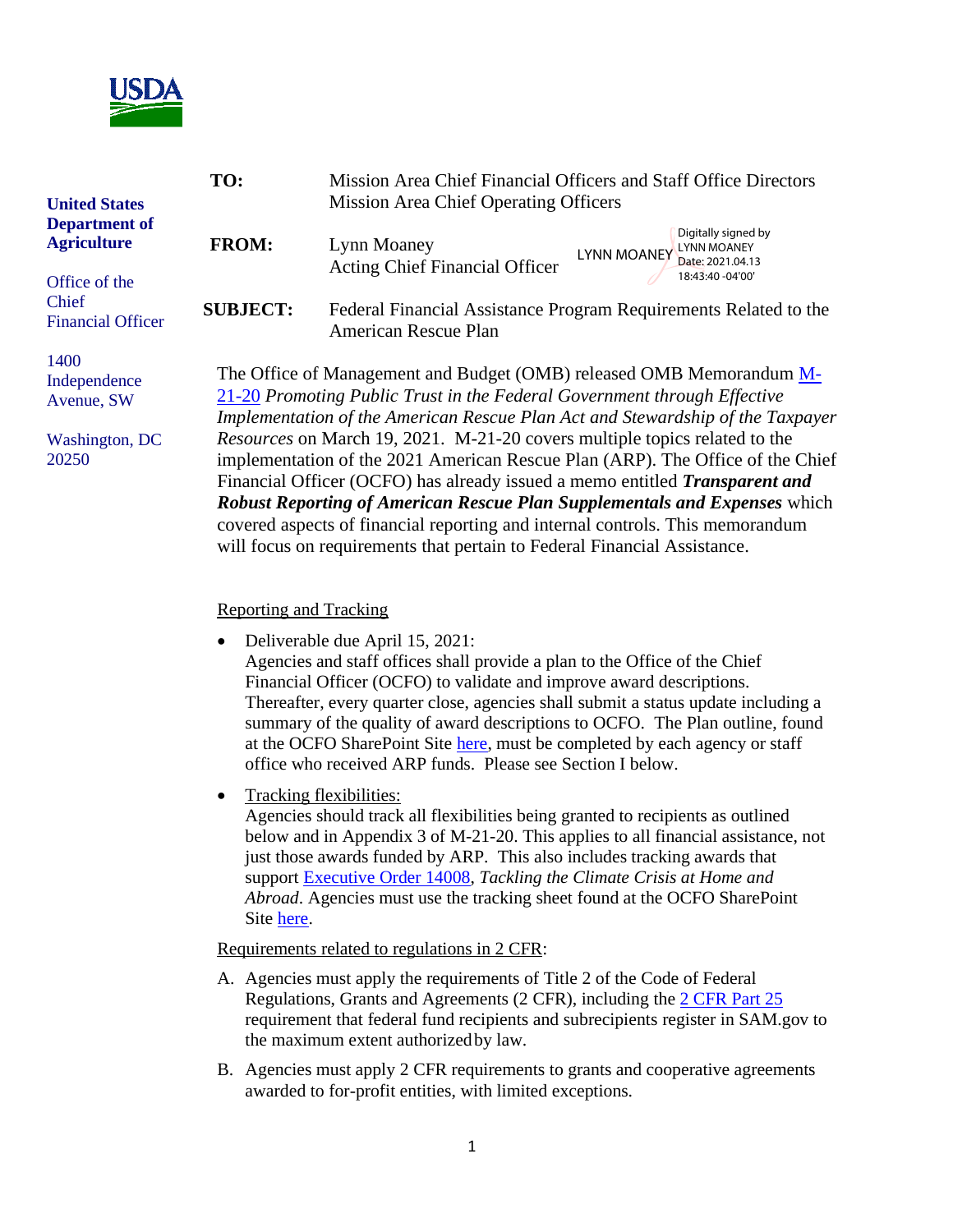USDA

**United States Department of Agriculture**

Office of the Chief Financial Officer

1400 Independence Avenue, SW

Washington, DC 20250

**TO:** Mission Area Chief Financial Officers and Staff Office Directors
Mission Area Chief Operating Officers

**FROM:** Lynn Moaney
Acting Chief Financial Officer

LYNN MOANEY Digitally signed by LYNN MOANEY Date: 2021.04.13 18:43:40 -04'00'

**SUBJECT:** Federal Financial Assistance Program Requirements Related to the American Rescue Plan

The Office of Management and Budget (OMB) released OMB Memorandum [M-21-20](#) *Promoting Public Trust in the Federal Government through Effective Implementation of the American Rescue Plan Act and Stewardship of the Taxpayer Resources* on March 19, 2021. M-21-20 covers multiple topics related to the implementation of the 2021 American Rescue Plan (ARP). The Office of the Chief Financial Officer (OCFO) has already issued a memo entitled ***Transparent and Robust Reporting of American Rescue Plan Supplementals and Expenses*** which covered aspects of financial reporting and internal controls. This memorandum will focus on requirements that pertain to Federal Financial Assistance.

<u>Reporting and Tracking</u>

- Deliverable due April 15, 2021:
  Agencies and staff offices shall provide a plan to the Office of the Chief Financial Officer (OCFO) to validate and improve award descriptions. Thereafter, every quarter close, agencies shall submit a status update including a summary of the quality of award descriptions to OCFO. The Plan outline, found at the OCFO SharePoint Site [here](#), must be completed by each agency or staff office who received ARP funds. Please see Section I below.

- <u>Tracking flexibilities:</u>
  Agencies should track all flexibilities being granted to recipients as outlined below and in Appendix 3 of M-21-20. This applies to all financial assistance, not just those awards funded by ARP. This also includes tracking awards that support [Executive Order 14008](#), *Tackling the Climate Crisis at Home and Abroad*. Agencies must use the tracking sheet found at the OCFO SharePoint Site [here](#).

<u>Requirements related to regulations in 2 CFR</u>:

A. Agencies must apply the requirements of Title 2 of the Code of Federal Regulations, Grants and Agreements (2 CFR), including the [2 CFR Part 25](#) requirement that federal fund recipients and subrecipients register in SAM.gov to the maximum extent authorized by law.

B. Agencies must apply 2 CFR requirements to grants and cooperative agreements awarded to for-profit entities, with limited exceptions.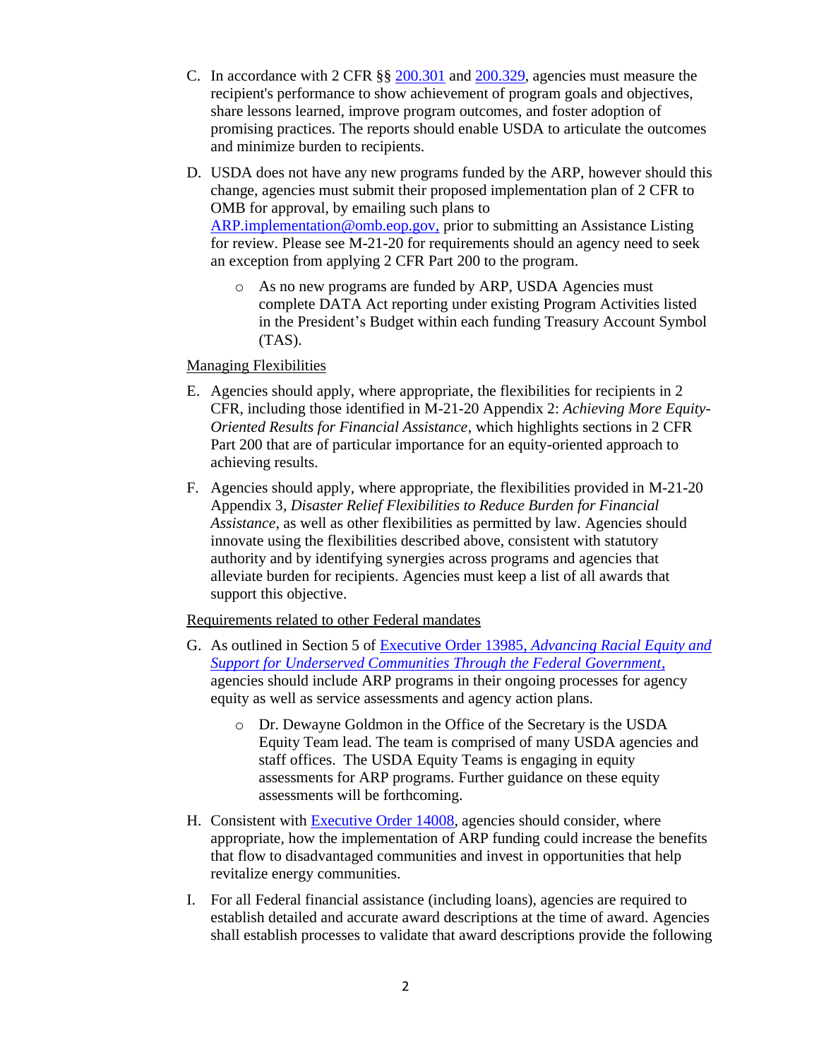C. In accordance with 2 CFR §§ [200.301](#) and [200.329](#), agencies must measure the recipient's performance to show achievement of program goals and objectives, share lessons learned, improve program outcomes, and foster adoption of promising practices. The reports should enable USDA to articulate the outcomes and minimize burden to recipients.

D. USDA does not have any new programs funded by the ARP, however should this change, agencies must submit their proposed implementation plan of 2 CFR to OMB for approval, by emailing such plans to ARP.implementation@omb.eop.gov, prior to submitting an Assistance Listing for review. Please see M-21-20 for requirements should an agency need to seek an exception from applying 2 CFR Part 200 to the program.

   - As no new programs are funded by ARP, USDA Agencies must complete DATA Act reporting under existing Program Activities listed in the President's Budget within each funding Treasury Account Symbol (TAS).

Managing Flexibilities

E. Agencies should apply, where appropriate, the flexibilities for recipients in 2 CFR, including those identified in M-21-20 Appendix 2: *Achieving More Equity-Oriented Results for Financial Assistance*, which highlights sections in 2 CFR Part 200 that are of particular importance for an equity-oriented approach to achieving results.

F. Agencies should apply, where appropriate, the flexibilities provided in M-21-20 Appendix 3, *Disaster Relief Flexibilities to Reduce Burden for Financial Assistance*, as well as other flexibilities as permitted by law. Agencies should innovate using the flexibilities described above, consistent with statutory authority and by identifying synergies across programs and agencies that alleviate burden for recipients. Agencies must keep a list of all awards that support this objective.

Requirements related to other Federal mandates

G. As outlined in Section 5 of Executive Order 13985, *Advancing Racial Equity and Support for Underserved Communities Through the Federal Government*, agencies should include ARP programs in their ongoing processes for agency equity as well as service assessments and agency action plans.

   - Dr. Dewayne Goldmon in the Office of the Secretary is the USDA Equity Team lead. The team is comprised of many USDA agencies and staff offices. The USDA Equity Teams is engaging in equity assessments for ARP programs. Further guidance on these equity assessments will be forthcoming.

H. Consistent with Executive Order 14008, agencies should consider, where appropriate, how the implementation of ARP funding could increase the benefits that flow to disadvantaged communities and invest in opportunities that help revitalize energy communities.

I. For all Federal financial assistance (including loans), agencies are required to establish detailed and accurate award descriptions at the time of award. Agencies shall establish processes to validate that award descriptions provide the following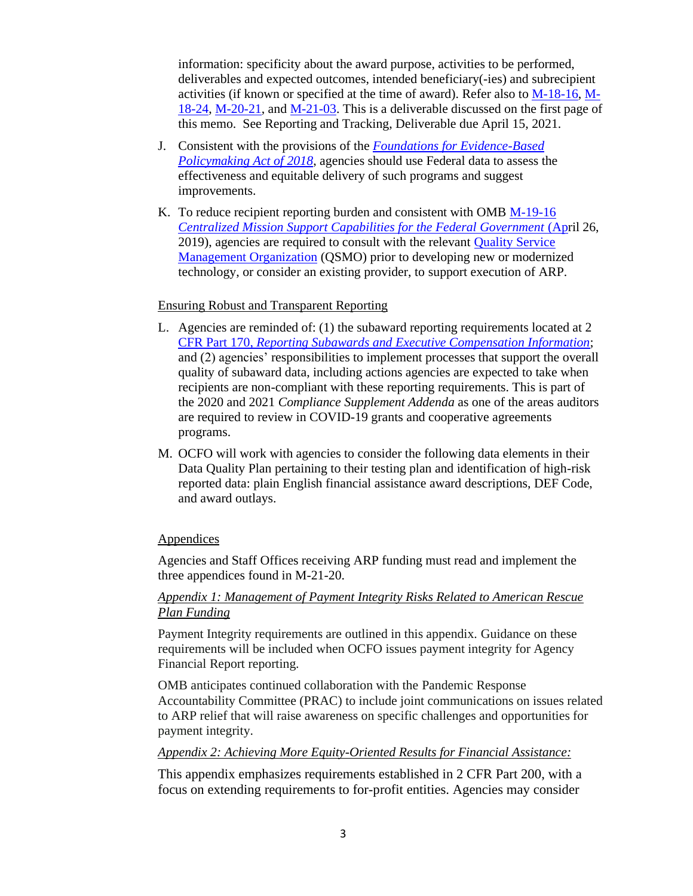information: specificity about the award purpose, activities to be performed, deliverables and expected outcomes, intended beneficiary(-ies) and subrecipient activities (if known or specified at the time of award). Refer also to M-18-16, M-18-24, M-20-21, and M-21-03. This is a deliverable discussed on the first page of this memo. See Reporting and Tracking, Deliverable due April 15, 2021.

J. Consistent with the provisions of the *Foundations for Evidence-Based Policymaking Act of 2018*, agencies should use Federal data to assess the effectiveness and equitable delivery of such programs and suggest improvements.

K. To reduce recipient reporting burden and consistent with OMB M-19-16 *Centralized Mission Support Capabilities for the Federal Government* (April 26, 2019), agencies are required to consult with the relevant Quality Service Management Organization (QSMO) prior to developing new or modernized technology, or consider an existing provider, to support execution of ARP.

Ensuring Robust and Transparent Reporting

L. Agencies are reminded of: (1) the subaward reporting requirements located at 2 CFR Part 170, *Reporting Subawards and Executive Compensation Information*; and (2) agencies' responsibilities to implement processes that support the overall quality of subaward data, including actions agencies are expected to take when recipients are non-compliant with these reporting requirements. This is part of the 2020 and 2021 *Compliance Supplement Addenda* as one of the areas auditors are required to review in COVID-19 grants and cooperative agreements programs.

M. OCFO will work with agencies to consider the following data elements in their Data Quality Plan pertaining to their testing plan and identification of high-risk reported data: plain English financial assistance award descriptions, DEF Code, and award outlays.

Appendices

Agencies and Staff Offices receiving ARP funding must read and implement the three appendices found in M-21-20.

*Appendix 1: Management of Payment Integrity Risks Related to American Rescue Plan Funding*

Payment Integrity requirements are outlined in this appendix. Guidance on these requirements will be included when OCFO issues payment integrity for Agency Financial Report reporting.

OMB anticipates continued collaboration with the Pandemic Response Accountability Committee (PRAC) to include joint communications on issues related to ARP relief that will raise awareness on specific challenges and opportunities for payment integrity.

*Appendix 2: Achieving More Equity-Oriented Results for Financial Assistance:*

This appendix emphasizes requirements established in 2 CFR Part 200, with a focus on extending requirements to for-profit entities. Agencies may consider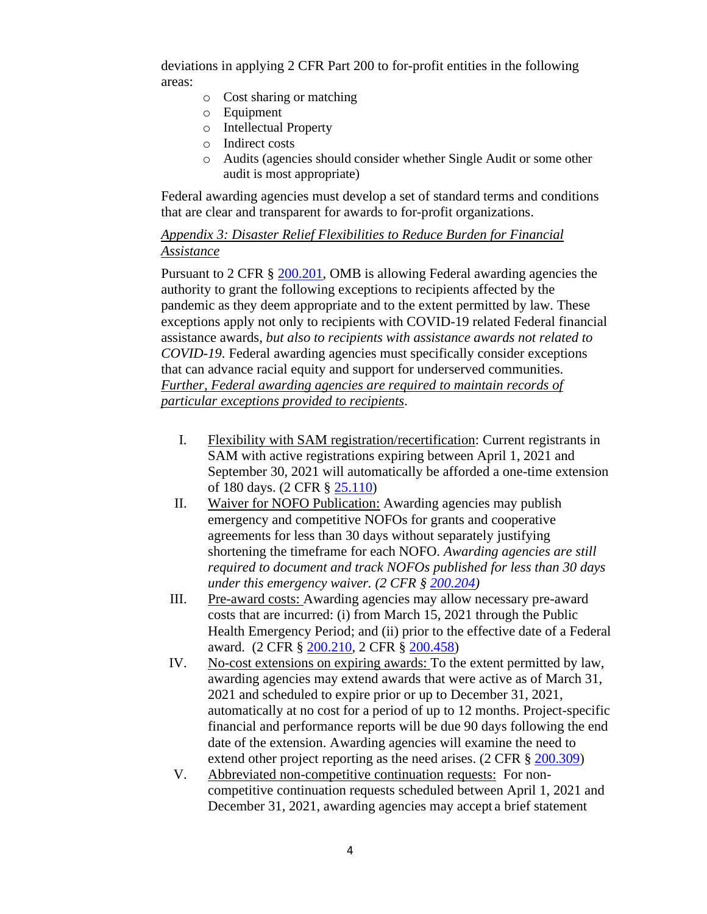deviations in applying 2 CFR Part 200 to for-profit entities in the following areas:

- Cost sharing or matching
- Equipment
- Intellectual Property
- Indirect costs
- Audits (agencies should consider whether Single Audit or some other audit is most appropriate)

Federal awarding agencies must develop a set of standard terms and conditions that are clear and transparent for awards to for-profit organizations.

*Appendix 3: Disaster Relief Flexibilities to Reduce Burden for Financial Assistance*

Pursuant to 2 CFR § 200.201, OMB is allowing Federal awarding agencies the authority to grant the following exceptions to recipients affected by the pandemic as they deem appropriate and to the extent permitted by law. These exceptions apply not only to recipients with COVID-19 related Federal financial assistance awards, *but also to recipients with assistance awards not related to COVID-19*. Federal awarding agencies must specifically consider exceptions that can advance racial equity and support for underserved communities. *Further, Federal awarding agencies are required to maintain records of particular exceptions provided to recipients*.

I. Flexibility with SAM registration/recertification: Current registrants in SAM with active registrations expiring between April 1, 2021 and September 30, 2021 will automatically be afforded a one-time extension of 180 days. (2 CFR § 25.110)

II. Waiver for NOFO Publication: Awarding agencies may publish emergency and competitive NOFOs for grants and cooperative agreements for less than 30 days without separately justifying shortening the timeframe for each NOFO. *Awarding agencies are still required to document and track NOFOs published for less than 30 days under this emergency waiver. (2 CFR § 200.204)*

III. Pre-award costs: Awarding agencies may allow necessary pre-award costs that are incurred: (i) from March 15, 2021 through the Public Health Emergency Period; and (ii) prior to the effective date of a Federal award. (2 CFR § 200.210, 2 CFR § 200.458)

IV. No-cost extensions on expiring awards: To the extent permitted by law, awarding agencies may extend awards that were active as of March 31, 2021 and scheduled to expire prior or up to December 31, 2021, automatically at no cost for a period of up to 12 months. Project-specific financial and performance reports will be due 90 days following the end date of the extension. Awarding agencies will examine the need to extend other project reporting as the need arises. (2 CFR § 200.309)

V. Abbreviated non-competitive continuation requests: For non-competitive continuation requests scheduled between April 1, 2021 and December 31, 2021, awarding agencies may accept a brief statement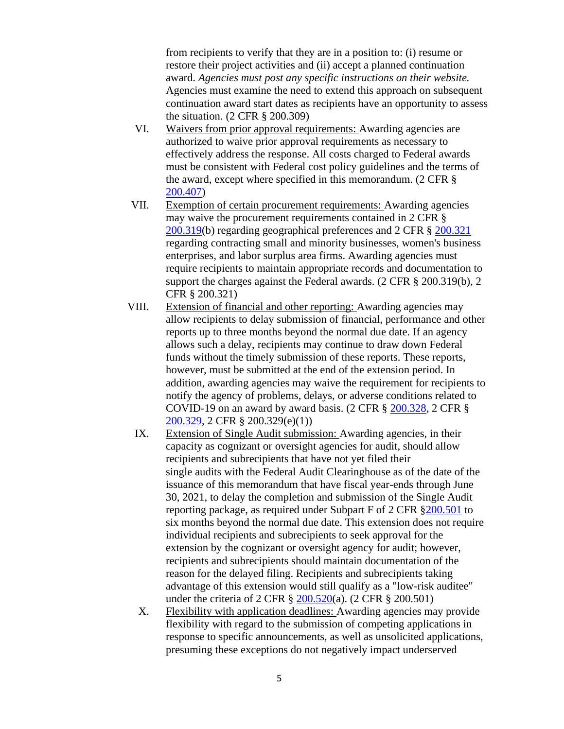from recipients to verify that they are in a position to: (i) resume or restore their project activities and (ii) accept a planned continuation award. *Agencies must post any specific instructions on their website.* Agencies must examine the need to extend this approach on subsequent continuation award start dates as recipients have an opportunity to assess the situation. (2 CFR § 200.309)

VI. Waivers from prior approval requirements: Awarding agencies are authorized to waive prior approval requirements as necessary to effectively address the response. All costs charged to Federal awards must be consistent with Federal cost policy guidelines and the terms of the award, except where specified in this memorandum. (2 CFR § 200.407)

VII. Exemption of certain procurement requirements: Awarding agencies may waive the procurement requirements contained in 2 CFR § 200.319(b) regarding geographical preferences and 2 CFR § 200.321 regarding contracting small and minority businesses, women's business enterprises, and labor surplus area firms. Awarding agencies must require recipients to maintain appropriate records and documentation to support the charges against the Federal awards. (2 CFR § 200.319(b), 2 CFR § 200.321)

VIII. Extension of financial and other reporting: Awarding agencies may allow recipients to delay submission of financial, performance and other reports up to three months beyond the normal due date. If an agency allows such a delay, recipients may continue to draw down Federal funds without the timely submission of these reports. These reports, however, must be submitted at the end of the extension period. In addition, awarding agencies may waive the requirement for recipients to notify the agency of problems, delays, or adverse conditions related to COVID-19 on an award by award basis. (2 CFR § 200.328, 2 CFR § 200.329, 2 CFR § 200.329(e)(1))

IX. Extension of Single Audit submission: Awarding agencies, in their capacity as cognizant or oversight agencies for audit, should allow recipients and subrecipients that have not yet filed their single audits with the Federal Audit Clearinghouse as of the date of the issuance of this memorandum that have fiscal year-ends through June 30, 2021, to delay the completion and submission of the Single Audit reporting package, as required under Subpart F of 2 CFR §200.501 to six months beyond the normal due date. This extension does not require individual recipients and subrecipients to seek approval for the extension by the cognizant or oversight agency for audit; however, recipients and subrecipients should maintain documentation of the reason for the delayed filing. Recipients and subrecipients taking advantage of this extension would still qualify as a "low-risk auditee" under the criteria of 2 CFR § 200.520(a). (2 CFR § 200.501)

X. Flexibility with application deadlines: Awarding agencies may provide flexibility with regard to the submission of competing applications in response to specific announcements, as well as unsolicited applications, presuming these exceptions do not negatively impact underserved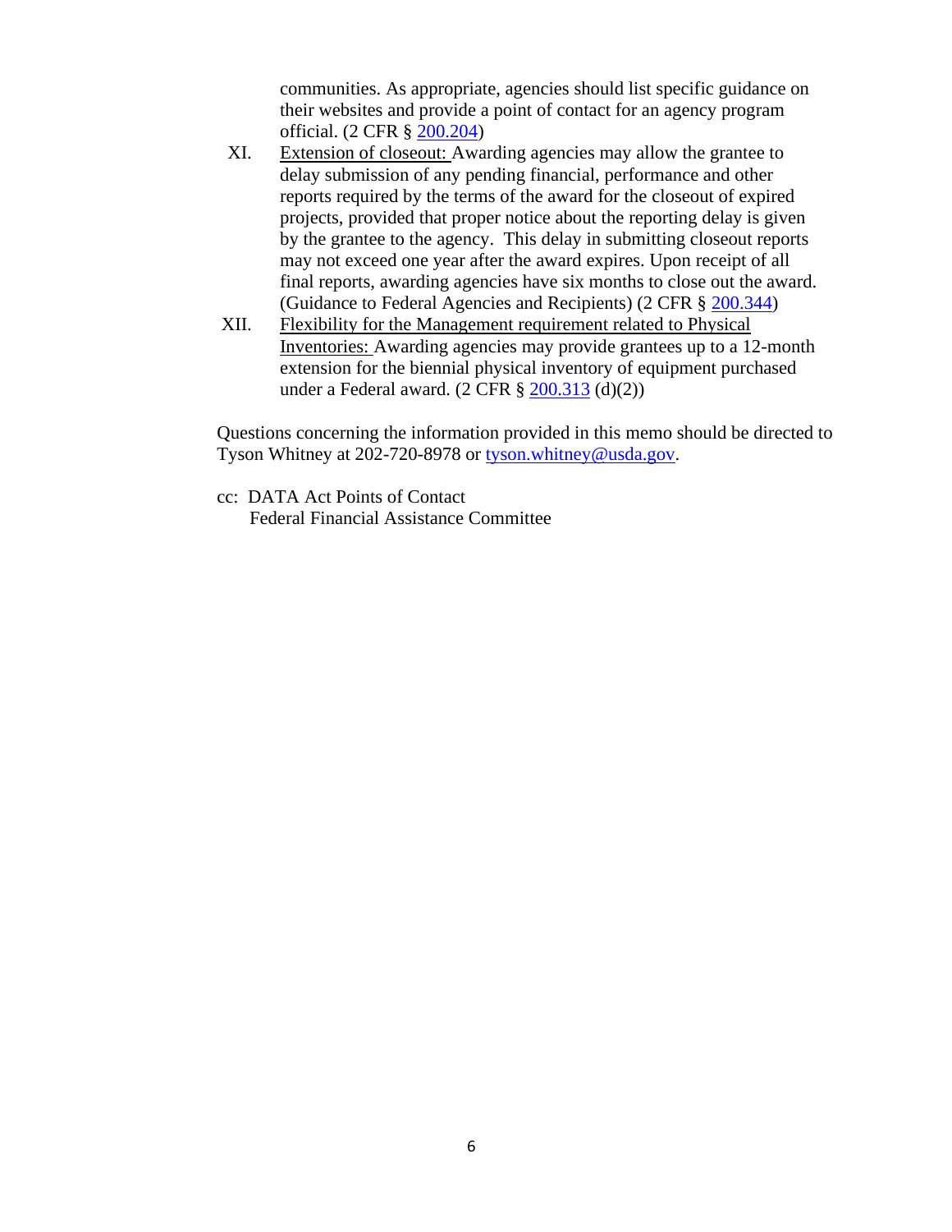communities. As appropriate, agencies should list specific guidance on their websites and provide a point of contact for an agency program official. (2 CFR § [200.204](200.204))

XI. Extension of closeout: Awarding agencies may allow the grantee to delay submission of any pending financial, performance and other reports required by the terms of the award for the closeout of expired projects, provided that proper notice about the reporting delay is given by the grantee to the agency. This delay in submitting closeout reports may not exceed one year after the award expires. Upon receipt of all final reports, awarding agencies have six months to close out the award. (Guidance to Federal Agencies and Recipients) (2 CFR § 200.344)

XII. Flexibility for the Management requirement related to Physical Inventories: Awarding agencies may provide grantees up to a 12-month extension for the biennial physical inventory of equipment purchased under a Federal award. (2 CFR § 200.313 (d)(2))

Questions concerning the information provided in this memo should be directed to Tyson Whitney at 202-720-8978 or tyson.whitney@usda.gov.

cc: DATA Act Points of Contact
Federal Financial Assistance Committee